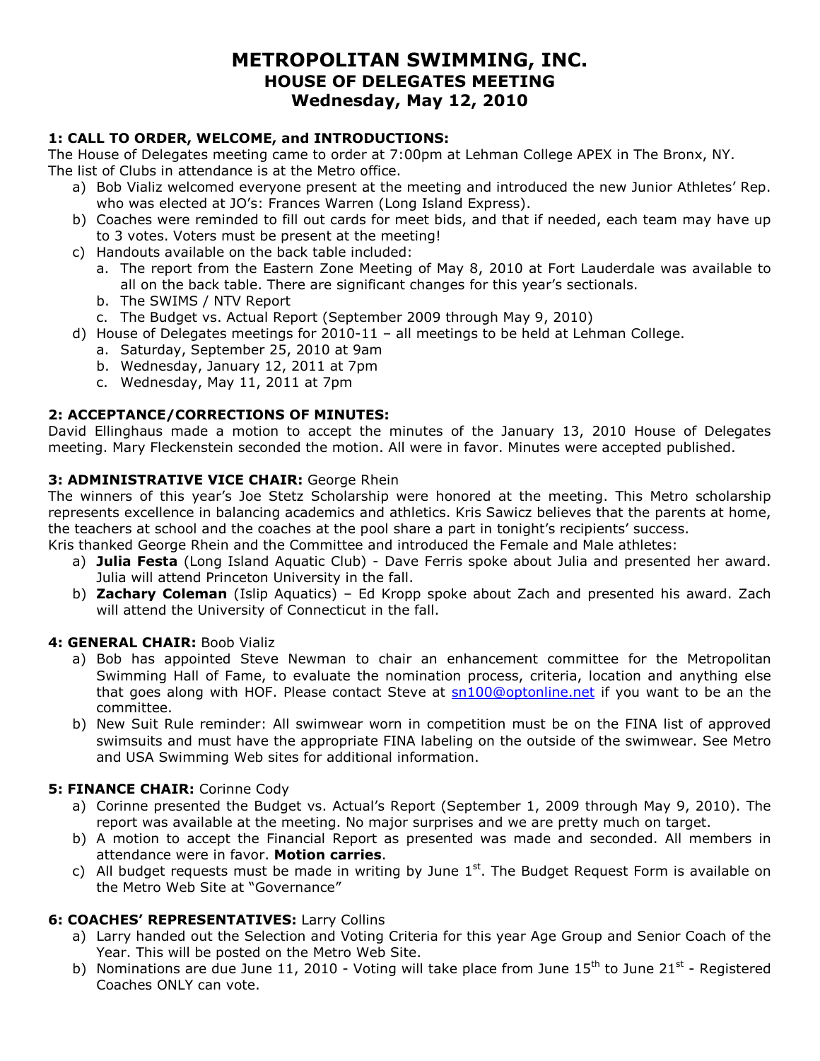# METROPOLITAN SWIMMING, INC.
## HOUSE OF DELEGATES MEETING
## Wednesday, May 12, 2010

### 1: CALL TO ORDER, WELCOME, and INTRODUCTIONS:

The House of Delegates meeting came to order at 7:00pm at Lehman College APEX in The Bronx, NY. The list of Clubs in attendance is at the Metro office.

a) Bob Vializ welcomed everyone present at the meeting and introduced the new Junior Athletes' Rep. who was elected at JO's: Frances Warren (Long Island Express).
b) Coaches were reminded to fill out cards for meet bids, and that if needed, each team may have up to 3 votes. Voters must be present at the meeting!
c) Handouts available on the back table included:
   a. The report from the Eastern Zone Meeting of May 8, 2010 at Fort Lauderdale was available to all on the back table. There are significant changes for this year's sectionals.
   b. The SWIMS / NTV Report
   c. The Budget vs. Actual Report (September 2009 through May 9, 2010)
d) House of Delegates meetings for 2010-11 – all meetings to be held at Lehman College.
   a. Saturday, September 25, 2010 at 9am
   b. Wednesday, January 12, 2011 at 7pm
   c. Wednesday, May 11, 2011 at 7pm

### 2: ACCEPTANCE/CORRECTIONS OF MINUTES:

David Ellinghaus made a motion to accept the minutes of the January 13, 2010 House of Delegates meeting. Mary Fleckenstein seconded the motion. All were in favor. Minutes were accepted published.

### 3: ADMINISTRATIVE VICE CHAIR: George Rhein

The winners of this year's Joe Stetz Scholarship were honored at the meeting. This Metro scholarship represents excellence in balancing academics and athletics. Kris Sawicz believes that the parents at home, the teachers at school and the coaches at the pool share a part in tonight's recipients' success.
Kris thanked George Rhein and the Committee and introduced the Female and Male athletes:

a) **Julia Festa** (Long Island Aquatic Club) - Dave Ferris spoke about Julia and presented her award. Julia will attend Princeton University in the fall.
b) **Zachary Coleman** (Islip Aquatics) – Ed Kropp spoke about Zach and presented his award. Zach will attend the University of Connecticut in the fall.

### 4: GENERAL CHAIR: Boob Vializ

a) Bob has appointed Steve Newman to chair an enhancement committee for the Metropolitan Swimming Hall of Fame, to evaluate the nomination process, criteria, location and anything else that goes along with HOF. Please contact Steve at sn100@optonline.net if you want to be an the committee.
b) New Suit Rule reminder: All swimwear worn in competition must be on the FINA list of approved swimsuits and must have the appropriate FINA labeling on the outside of the swimwear. See Metro and USA Swimming Web sites for additional information.

### 5: FINANCE CHAIR: Corinne Cody

a) Corinne presented the Budget vs. Actual's Report (September 1, 2009 through May 9, 2010). The report was available at the meeting. No major surprises and we are pretty much on target.
b) A motion to accept the Financial Report as presented was made and seconded. All members in attendance were in favor. **Motion carries**.
c) All budget requests must be made in writing by June 1st. The Budget Request Form is available on the Metro Web Site at "Governance"

### 6: COACHES' REPRESENTATIVES: Larry Collins

a) Larry handed out the Selection and Voting Criteria for this year Age Group and Senior Coach of the Year. This will be posted on the Metro Web Site.
b) Nominations are due June 11, 2010 - Voting will take place from June 15th to June 21st - Registered Coaches ONLY can vote.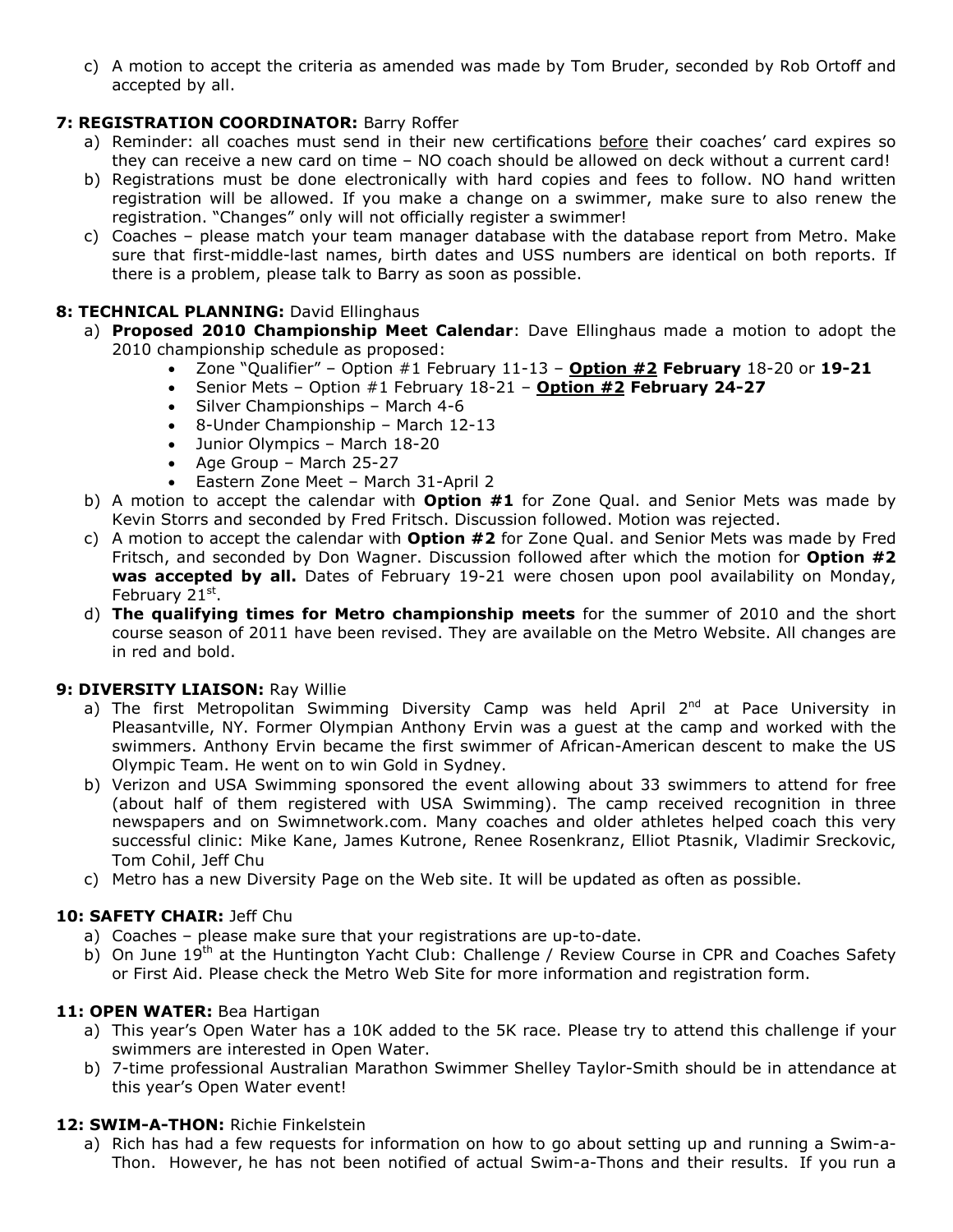c) A motion to accept the criteria as amended was made by Tom Bruder, seconded by Rob Ortoff and accepted by all.

**7: REGISTRATION COORDINATOR:** Barry Roffer

a) Reminder: all coaches must send in their new certifications before their coaches' card expires so they can receive a new card on time – NO coach should be allowed on deck without a current card!
b) Registrations must be done electronically with hard copies and fees to follow. NO hand written registration will be allowed. If you make a change on a swimmer, make sure to also renew the registration. "Changes" only will not officially register a swimmer!
c) Coaches – please match your team manager database with the database report from Metro. Make sure that first-middle-last names, birth dates and USS numbers are identical on both reports. If there is a problem, please talk to Barry as soon as possible.

**8: TECHNICAL PLANNING:** David Ellinghaus

a) **Proposed 2010 Championship Meet Calendar**: Dave Ellinghaus made a motion to adopt the 2010 championship schedule as proposed:
   - Zone "Qualifier" – Option #1 February 11-13 – **Option #2 February** 18-20 or **19-21**
   - Senior Mets – Option #1 February 18-21 – **Option #2 February 24-27**
   - Silver Championships – March 4-6
   - 8-Under Championship – March 12-13
   - Junior Olympics – March 18-20
   - Age Group – March 25-27
   - Eastern Zone Meet – March 31-April 2
b) A motion to accept the calendar with **Option #1** for Zone Qual. and Senior Mets was made by Kevin Storrs and seconded by Fred Fritsch. Discussion followed. Motion was rejected.
c) A motion to accept the calendar with **Option #2** for Zone Qual. and Senior Mets was made by Fred Fritsch, and seconded by Don Wagner. Discussion followed after which the motion for **Option #2 was accepted by all.** Dates of February 19-21 were chosen upon pool availability on Monday, February 21st.
d) **The qualifying times for Metro championship meets** for the summer of 2010 and the short course season of 2011 have been revised. They are available on the Metro Website. All changes are in red and bold.

**9: DIVERSITY LIAISON:** Ray Willie

a) The first Metropolitan Swimming Diversity Camp was held April 2nd at Pace University in Pleasantville, NY. Former Olympian Anthony Ervin was a guest at the camp and worked with the swimmers. Anthony Ervin became the first swimmer of African-American descent to make the US Olympic Team. He went on to win Gold in Sydney.
b) Verizon and USA Swimming sponsored the event allowing about 33 swimmers to attend for free (about half of them registered with USA Swimming). The camp received recognition in three newspapers and on Swimnetwork.com. Many coaches and older athletes helped coach this very successful clinic: Mike Kane, James Kutrone, Renee Rosenkranz, Elliot Ptasnik, Vladimir Sreckovic, Tom Cohil, Jeff Chu
c) Metro has a new Diversity Page on the Web site. It will be updated as often as possible.

**10: SAFETY CHAIR:** Jeff Chu

a) Coaches – please make sure that your registrations are up-to-date.
b) On June 19th at the Huntington Yacht Club: Challenge / Review Course in CPR and Coaches Safety or First Aid. Please check the Metro Web Site for more information and registration form.

**11: OPEN WATER:** Bea Hartigan

a) This year's Open Water has a 10K added to the 5K race. Please try to attend this challenge if your swimmers are interested in Open Water.
b) 7-time professional Australian Marathon Swimmer Shelley Taylor-Smith should be in attendance at this year's Open Water event!

**12: SWIM-A-THON:** Richie Finkelstein

a) Rich has had a few requests for information on how to go about setting up and running a Swim-a-Thon. However, he has not been notified of actual Swim-a-Thons and their results. If you run a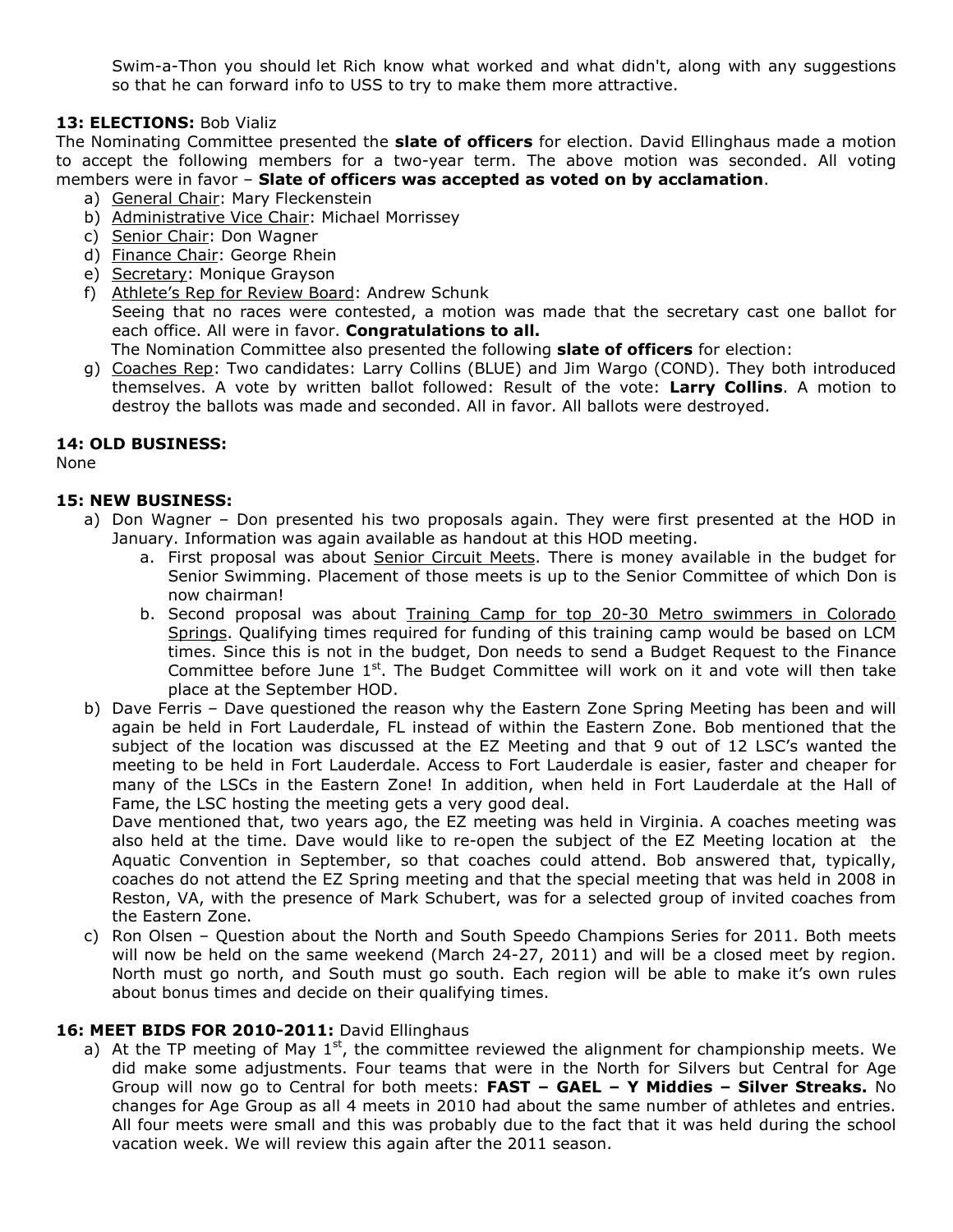Swim-a-Thon you should let Rich know what worked and what didn't, along with any suggestions so that he can forward info to USS to try to make them more attractive.

**13: ELECTIONS:** Bob Vializ

The Nominating Committee presented the **slate of officers** for election. David Ellinghaus made a motion to accept the following members for a two-year term. The above motion was seconded. All voting members were in favor – **Slate of officers was accepted as voted on by acclamation**.

a) General Chair: Mary Fleckenstein
b) Administrative Vice Chair: Michael Morrissey
c) Senior Chair: Don Wagner
d) Finance Chair: George Rhein
e) Secretary: Monique Grayson
f) Athlete's Rep for Review Board: Andrew Schunk
   Seeing that no races were contested, a motion was made that the secretary cast one ballot for each office. All were in favor. **Congratulations to all.**
   The Nomination Committee also presented the following **slate of officers** for election:
g) Coaches Rep: Two candidates: Larry Collins (BLUE) and Jim Wargo (COND). They both introduced themselves. A vote by written ballot followed: Result of the vote: **Larry Collins**. A motion to destroy the ballots was made and seconded. All in favor. All ballots were destroyed.

**14: OLD BUSINESS:**

None

**15: NEW BUSINESS:**

a) Don Wagner – Don presented his two proposals again. They were first presented at the HOD in January. Information was again available as handout at this HOD meeting.
   a. First proposal was about Senior Circuit Meets. There is money available in the budget for Senior Swimming. Placement of those meets is up to the Senior Committee of which Don is now chairman!
   b. Second proposal was about Training Camp for top 20-30 Metro swimmers in Colorado Springs. Qualifying times required for funding of this training camp would be based on LCM times. Since this is not in the budget, Don needs to send a Budget Request to the Finance Committee before June 1st. The Budget Committee will work on it and vote will then take place at the September HOD.
b) Dave Ferris – Dave questioned the reason why the Eastern Zone Spring Meeting has been and will again be held in Fort Lauderdale, FL instead of within the Eastern Zone. Bob mentioned that the subject of the location was discussed at the EZ Meeting and that 9 out of 12 LSC's wanted the meeting to be held in Fort Lauderdale. Access to Fort Lauderdale is easier, faster and cheaper for many of the LSCs in the Eastern Zone! In addition, when held in Fort Lauderdale at the Hall of Fame, the LSC hosting the meeting gets a very good deal.
   Dave mentioned that, two years ago, the EZ meeting was held in Virginia. A coaches meeting was also held at the time. Dave would like to re-open the subject of the EZ Meeting location at the Aquatic Convention in September, so that coaches could attend. Bob answered that, typically, coaches do not attend the EZ Spring meeting and that the special meeting that was held in 2008 in Reston, VA, with the presence of Mark Schubert, was for a selected group of invited coaches from the Eastern Zone.
c) Ron Olsen – Question about the North and South Speedo Champions Series for 2011. Both meets will now be held on the same weekend (March 24-27, 2011) and will be a closed meet by region. North must go north, and South must go south. Each region will be able to make it's own rules about bonus times and decide on their qualifying times.

**16: MEET BIDS FOR 2010-2011:** David Ellinghaus

a) At the TP meeting of May 1st, the committee reviewed the alignment for championship meets. We did make some adjustments. Four teams that were in the North for Silvers but Central for Age Group will now go to Central for both meets: **FAST – GAEL – Y Middies – Silver Streaks.** No changes for Age Group as all 4 meets in 2010 had about the same number of athletes and entries. All four meets were small and this was probably due to the fact that it was held during the school vacation week. We will review this again after the 2011 season.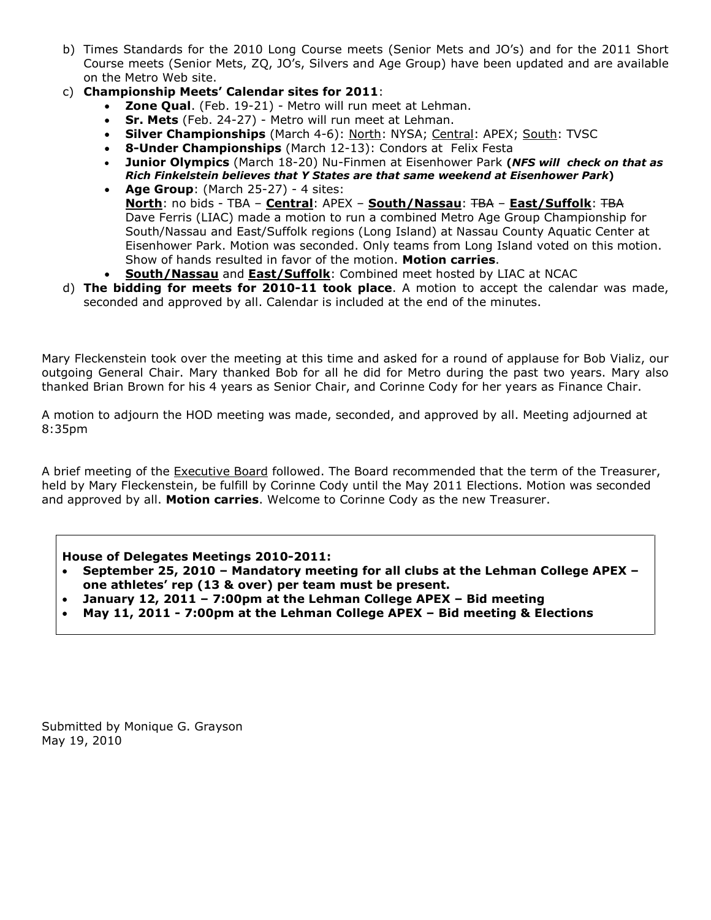b) Times Standards for the 2010 Long Course meets (Senior Mets and JO's) and for the 2011 Short Course meets (Senior Mets, ZQ, JO's, Silvers and Age Group) have been updated and are available on the Metro Web site.

c) **Championship Meets' Calendar sites for 2011**:
   - **Zone Qual**. (Feb. 19-21) - Metro will run meet at Lehman.
   - **Sr. Mets** (Feb. 24-27) - Metro will run meet at Lehman.
   - **Silver Championships** (March 4-6): North: NYSA; Central: APEX; South: TVSC
   - **8-Under Championships** (March 12-13): Condors at Felix Festa
   - **Junior Olympics** (March 18-20) Nu-Finmen at Eisenhower Park **(*NFS will check on that as Rich Finkelstein believes that Y States are that same weekend at Eisenhower Park*)**
   - **Age Group**: (March 25-27) - 4 sites:
     **North**: no bids - TBA – **Central**: APEX – **South/Nassau**: ~~TBA~~ – **East/Suffolk**: ~~TBA~~
     Dave Ferris (LIAC) made a motion to run a combined Metro Age Group Championship for South/Nassau and East/Suffolk regions (Long Island) at Nassau County Aquatic Center at Eisenhower Park. Motion was seconded. Only teams from Long Island voted on this motion. Show of hands resulted in favor of the motion. **Motion carries**.
   - **South/Nassau** and **East/Suffolk**: Combined meet hosted by LIAC at NCAC

d) **The bidding for meets for 2010-11 took place**. A motion to accept the calendar was made, seconded and approved by all. Calendar is included at the end of the minutes.

Mary Fleckenstein took over the meeting at this time and asked for a round of applause for Bob Vializ, our outgoing General Chair. Mary thanked Bob for all he did for Metro during the past two years. Mary also thanked Brian Brown for his 4 years as Senior Chair, and Corinne Cody for her years as Finance Chair.

A motion to adjourn the HOD meeting was made, seconded, and approved by all. Meeting adjourned at 8:35pm

A brief meeting of the Executive Board followed. The Board recommended that the term of the Treasurer, held by Mary Fleckenstein, be fulfill by Corinne Cody until the May 2011 Elections. Motion was seconded and approved by all. **Motion carries**. Welcome to Corinne Cody as the new Treasurer.

**House of Delegates Meetings 2010-2011:**
- **September 25, 2010 – Mandatory meeting for all clubs at the Lehman College APEX – one athletes' rep (13 & over) per team must be present.**
- **January 12, 2011 – 7:00pm at the Lehman College APEX – Bid meeting**
- **May 11, 2011 - 7:00pm at the Lehman College APEX – Bid meeting & Elections**

Submitted by Monique G. Grayson
May 19, 2010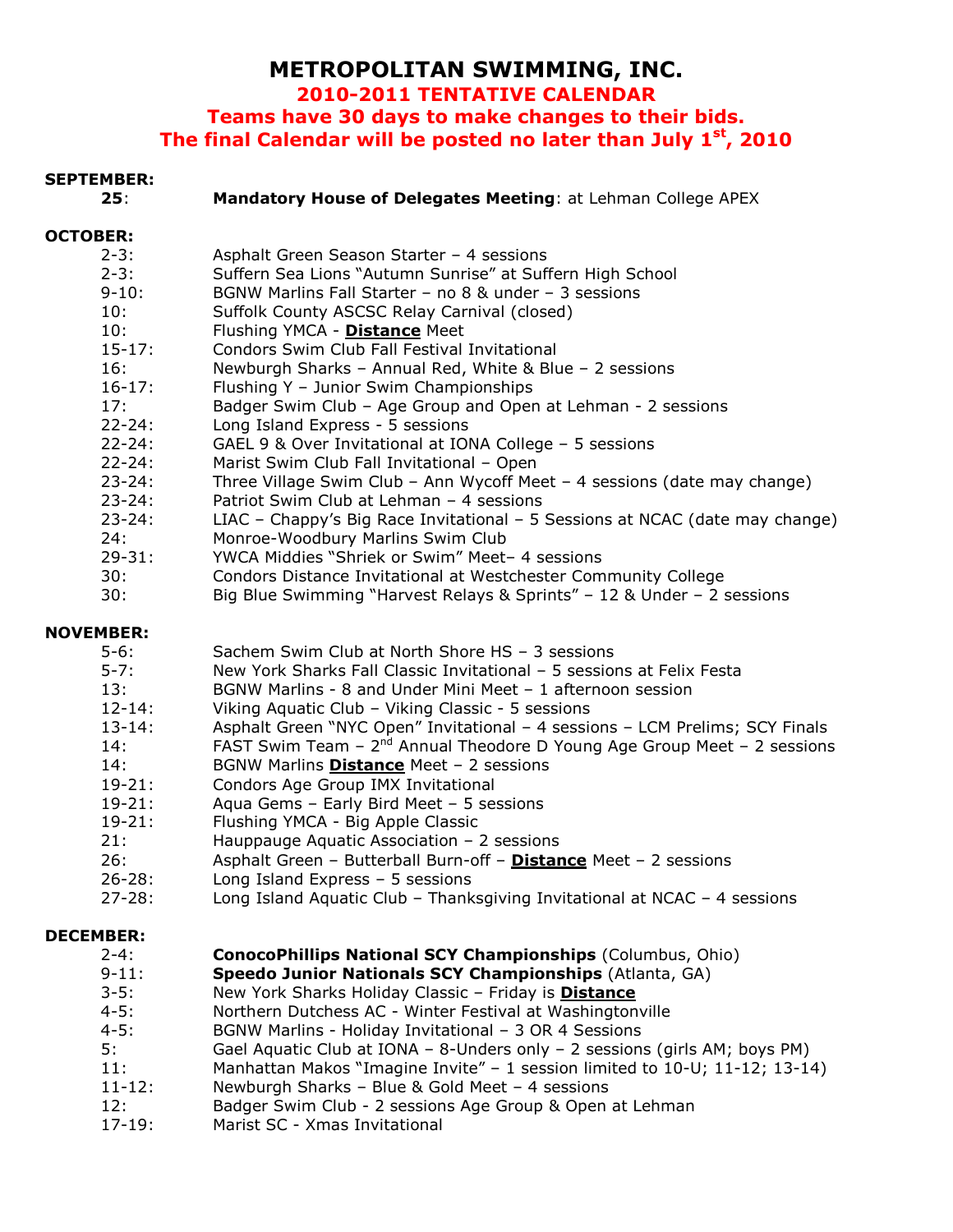# METROPOLITAN SWIMMING, INC.

## 2010-2011 TENTATIVE CALENDAR

## Teams have 30 days to make changes to their bids.

## The final Calendar will be posted no later than July 1st, 2010

**SEPTEMBER:**

- **25**: **Mandatory House of Delegates Meeting**: at Lehman College APEX

**OCTOBER:**

- 2-3: Asphalt Green Season Starter – 4 sessions
- 2-3: Suffern Sea Lions "Autumn Sunrise" at Suffern High School
- 9-10: BGNW Marlins Fall Starter – no 8 & under – 3 sessions
- 10: Suffolk County ASCSC Relay Carnival (closed)
- 10: Flushing YMCA - **Distance** Meet
- 15-17: Condors Swim Club Fall Festival Invitational
- 16: Newburgh Sharks – Annual Red, White & Blue – 2 sessions
- 16-17: Flushing Y – Junior Swim Championships
- 17: Badger Swim Club – Age Group and Open at Lehman - 2 sessions
- 22-24: Long Island Express - 5 sessions
- 22-24: GAEL 9 & Over Invitational at IONA College – 5 sessions
- 22-24: Marist Swim Club Fall Invitational – Open
- 23-24: Three Village Swim Club – Ann Wycoff Meet – 4 sessions (date may change)
- 23-24: Patriot Swim Club at Lehman – 4 sessions
- 23-24: LIAC – Chappy's Big Race Invitational – 5 Sessions at NCAC (date may change)
- 24: Monroe-Woodbury Marlins Swim Club
- 29-31: YWCA Middies "Shriek or Swim" Meet– 4 sessions
- 30: Condors Distance Invitational at Westchester Community College
- 30: Big Blue Swimming "Harvest Relays & Sprints" – 12 & Under – 2 sessions

**NOVEMBER:**

- 5-6: Sachem Swim Club at North Shore HS – 3 sessions
- 5-7: New York Sharks Fall Classic Invitational – 5 sessions at Felix Festa
- 13: BGNW Marlins - 8 and Under Mini Meet – 1 afternoon session
- 12-14: Viking Aquatic Club – Viking Classic - 5 sessions
- 13-14: Asphalt Green "NYC Open" Invitational – 4 sessions – LCM Prelims; SCY Finals
- 14: FAST Swim Team – 2nd Annual Theodore D Young Age Group Meet – 2 sessions
- 14: BGNW Marlins **Distance** Meet – 2 sessions
- 19-21: Condors Age Group IMX Invitational
- 19-21: Aqua Gems – Early Bird Meet – 5 sessions
- 19-21: Flushing YMCA - Big Apple Classic
- 21: Hauppauge Aquatic Association – 2 sessions
- 26: Asphalt Green – Butterball Burn-off – **Distance** Meet – 2 sessions
- 26-28: Long Island Express – 5 sessions
- 27-28: Long Island Aquatic Club – Thanksgiving Invitational at NCAC – 4 sessions

**DECEMBER:**

- 2-4: **ConocoPhillips National SCY Championships** (Columbus, Ohio)
- 9-11: **Speedo Junior Nationals SCY Championships** (Atlanta, GA)
- 3-5: New York Sharks Holiday Classic – Friday is **Distance**
- 4-5: Northern Dutchess AC - Winter Festival at Washingtonville
- 4-5: BGNW Marlins - Holiday Invitational – 3 OR 4 Sessions
- 5: Gael Aquatic Club at IONA – 8-Unders only – 2 sessions (girls AM; boys PM)
- 11: Manhattan Makos "Imagine Invite" – 1 session limited to 10-U; 11-12; 13-14)
- 11-12: Newburgh Sharks – Blue & Gold Meet – 4 sessions
- 12: Badger Swim Club - 2 sessions Age Group & Open at Lehman
- 17-19: Marist SC - Xmas Invitational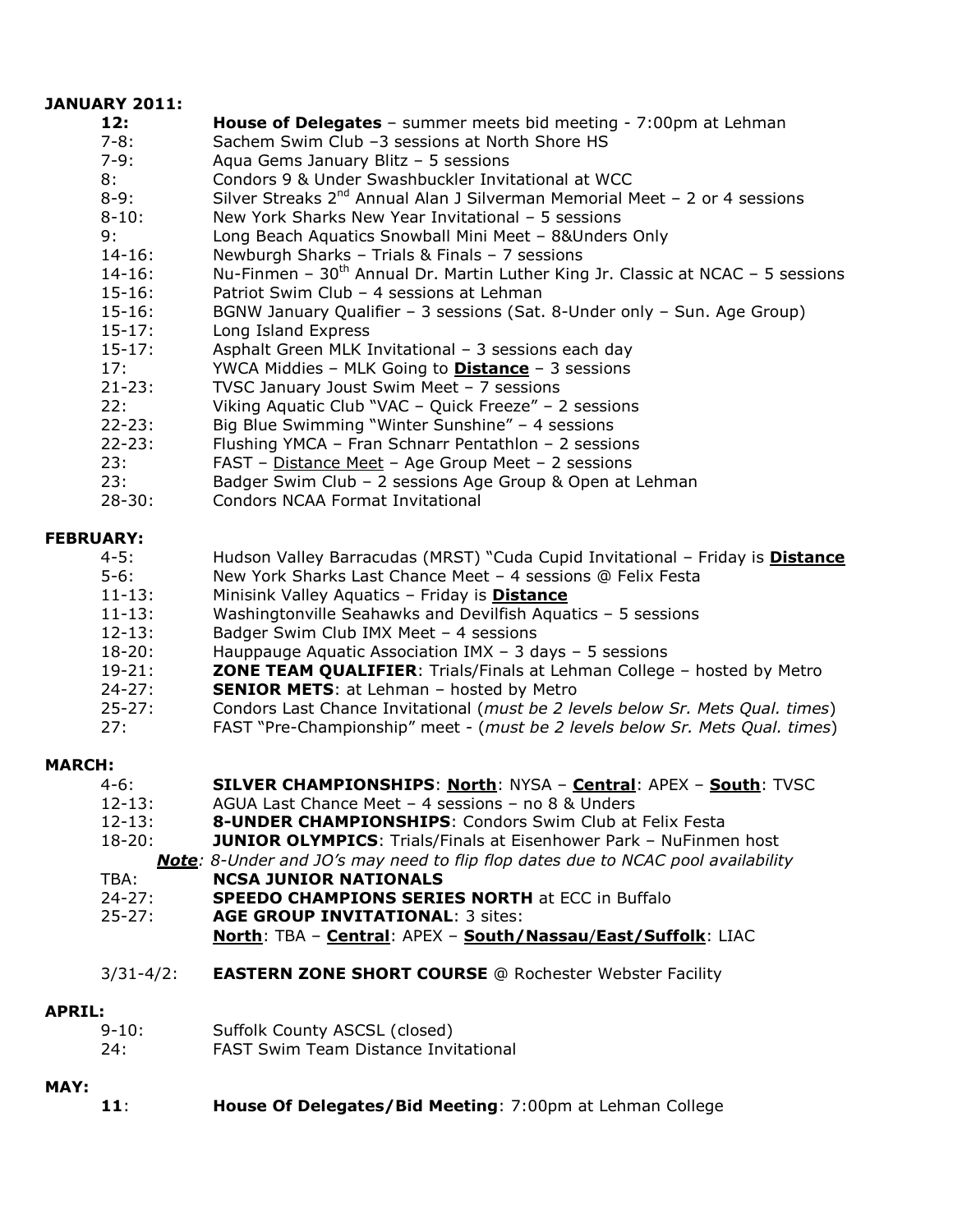**JANUARY 2011:**

- **12:** **House of Delegates** – summer meets bid meeting - 7:00pm at Lehman
- 7-8: Sachem Swim Club –3 sessions at North Shore HS
- 7-9: Aqua Gems January Blitz – 5 sessions
- 8: Condors 9 & Under Swashbuckler Invitational at WCC
- 8-9: Silver Streaks 2nd Annual Alan J Silverman Memorial Meet – 2 or 4 sessions
- 8-10: New York Sharks New Year Invitational – 5 sessions
- 9: Long Beach Aquatics Snowball Mini Meet – 8&Unders Only
- 14-16: Newburgh Sharks – Trials & Finals – 7 sessions
- 14-16: Nu-Finmen – 30th Annual Dr. Martin Luther King Jr. Classic at NCAC – 5 sessions
- 15-16: Patriot Swim Club – 4 sessions at Lehman
- 15-16: BGNW January Qualifier – 3 sessions (Sat. 8-Under only – Sun. Age Group)
- 15-17: Long Island Express
- 15-17: Asphalt Green MLK Invitational – 3 sessions each day
- 17: YWCA Middies – MLK Going to **Distance** – 3 sessions
- 21-23: TVSC January Joust Swim Meet – 7 sessions
- 22: Viking Aquatic Club "VAC – Quick Freeze" – 2 sessions
- 22-23: Big Blue Swimming "Winter Sunshine" – 4 sessions
- 22-23: Flushing YMCA – Fran Schnarr Pentathlon – 2 sessions
- 23: FAST – Distance Meet – Age Group Meet – 2 sessions
- 23: Badger Swim Club – 2 sessions Age Group & Open at Lehman
- 28-30: Condors NCAA Format Invitational

**FEBRUARY:**

- 4-5: Hudson Valley Barracudas (MRST) "Cuda Cupid Invitational – Friday is **Distance**
- 5-6: New York Sharks Last Chance Meet – 4 sessions @ Felix Festa
- 11-13: Minisink Valley Aquatics – Friday is **Distance**
- 11-13: Washingtonville Seahawks and Devilfish Aquatics – 5 sessions
- 12-13: Badger Swim Club IMX Meet – 4 sessions
- 18-20: Hauppauge Aquatic Association IMX – 3 days – 5 sessions
- 19-21: **ZONE TEAM QUALIFIER**: Trials/Finals at Lehman College – hosted by Metro
- 24-27: **SENIOR METS**: at Lehman – hosted by Metro
- 25-27: Condors Last Chance Invitational (*must be 2 levels below Sr. Mets Qual. times*)
- 27: FAST "Pre-Championship" meet - (*must be 2 levels below Sr. Mets Qual. times*)

**MARCH:**

- 4-6: **SILVER CHAMPIONSHIPS**: **North**: NYSA – **Central**: APEX – **South**: TVSC
- 12-13: AGUA Last Chance Meet – 4 sessions – no 8 & Unders
- 12-13: **8-UNDER CHAMPIONSHIPS**: Condors Swim Club at Felix Festa
- 18-20: **JUNIOR OLYMPICS**: Trials/Finals at Eisenhower Park – NuFinmen host

  ***Note***: *8-Under and JO's may need to flip flop dates due to NCAC pool availability*
- TBA: **NCSA JUNIOR NATIONALS**
- 24-27: **SPEEDO CHAMPIONS SERIES NORTH** at ECC in Buffalo
- 25-27: **AGE GROUP INVITATIONAL**: 3 sites:

  **North**: TBA – **Central**: APEX – **South/Nassau/East/Suffolk**: LIAC

- 3/31-4/2: **EASTERN ZONE SHORT COURSE** @ Rochester Webster Facility

**APRIL:**

- 9-10: Suffolk County ASCSL (closed)
- 24: FAST Swim Team Distance Invitational

**MAY:**

- **11**: **House Of Delegates/Bid Meeting**: 7:00pm at Lehman College